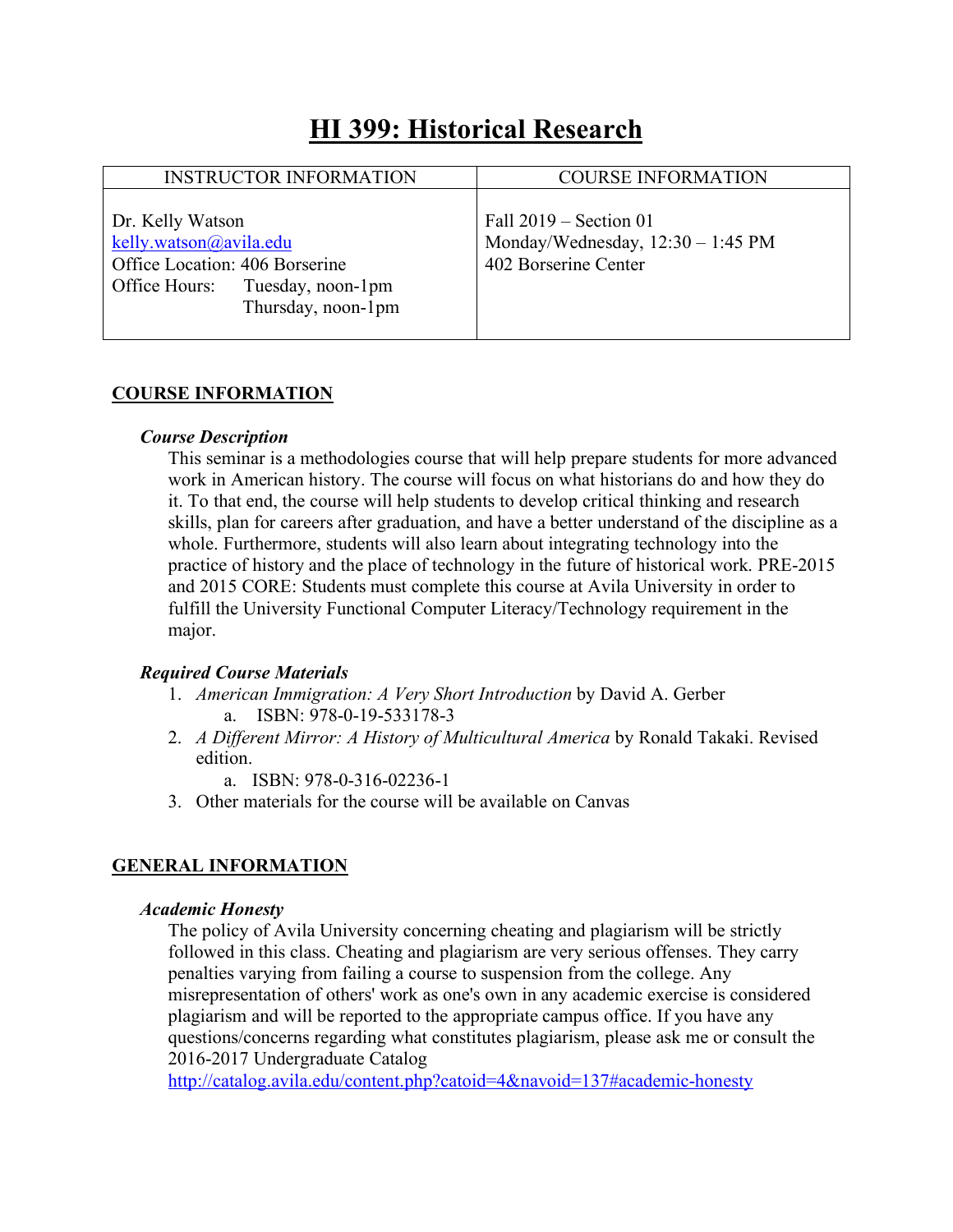# HI 399: Historical Research

| INSTRUCTOR INFORMATION | COURSE INFORMATION |
|---|---|
| Dr. Kelly Watson<br>kelly.watson@avila.edu<br>Office Location: 406 Borserine<br>Office Hours: Tuesday, noon-1pm<br>Thursday, noon-1pm | Fall 2019 – Section 01<br>Monday/Wednesday, 12:30 – 1:45 PM<br>402 Borserine Center |

## COURSE INFORMATION

### *Course Description*

This seminar is a methodologies course that will help prepare students for more advanced work in American history. The course will focus on what historians do and how they do it. To that end, the course will help students to develop critical thinking and research skills, plan for careers after graduation, and have a better understand of the discipline as a whole. Furthermore, students will also learn about integrating technology into the practice of history and the place of technology in the future of historical work. PRE-2015 and 2015 CORE: Students must complete this course at Avila University in order to fulfill the University Functional Computer Literacy/Technology requirement in the major.

### *Required Course Materials*

1. *American Immigration: A Very Short Introduction* by David A. Gerber
   a. ISBN: 978-0-19-533178-3
2. *A Different Mirror: A History of Multicultural America* by Ronald Takaki. Revised edition.
   a. ISBN: 978-0-316-02236-1
3. Other materials for the course will be available on Canvas

## GENERAL INFORMATION

### *Academic Honesty*

The policy of Avila University concerning cheating and plagiarism will be strictly followed in this class. Cheating and plagiarism are very serious offenses. They carry penalties varying from failing a course to suspension from the college. Any misrepresentation of others' work as one's own in any academic exercise is considered plagiarism and will be reported to the appropriate campus office. If you have any questions/concerns regarding what constitutes plagiarism, please ask me or consult the 2016-2017 Undergraduate Catalog http://catalog.avila.edu/content.php?catoid=4&navoid=137#academic-honesty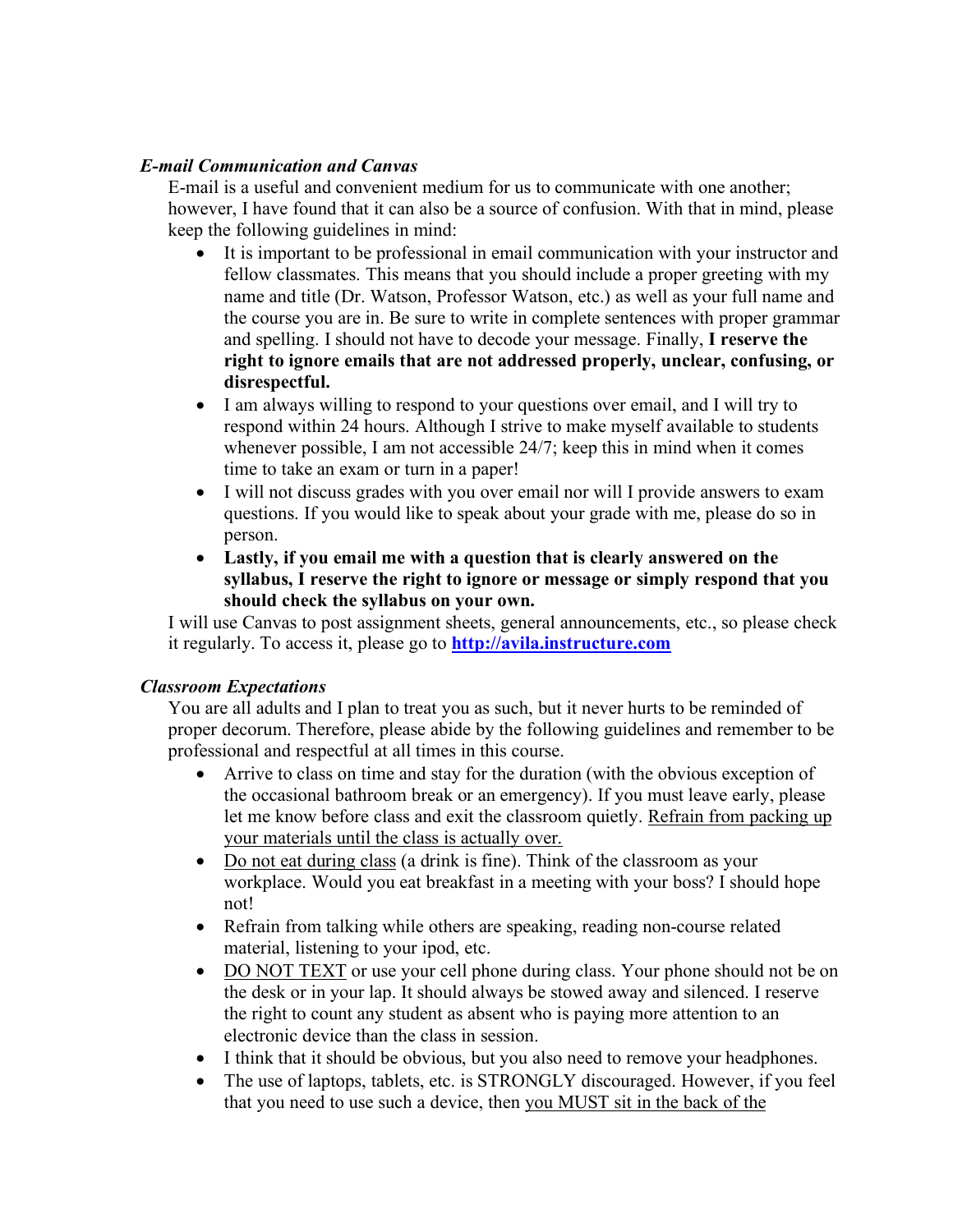### *E-mail Communication and Canvas*

E-mail is a useful and convenient medium for us to communicate with one another; however, I have found that it can also be a source of confusion. With that in mind, please keep the following guidelines in mind:

- It is important to be professional in email communication with your instructor and fellow classmates. This means that you should include a proper greeting with my name and title (Dr. Watson, Professor Watson, etc.) as well as your full name and the course you are in. Be sure to write in complete sentences with proper grammar and spelling. I should not have to decode your message. Finally, **I reserve the right to ignore emails that are not addressed properly, unclear, confusing, or disrespectful.**
- I am always willing to respond to your questions over email, and I will try to respond within 24 hours. Although I strive to make myself available to students whenever possible, I am not accessible 24/7; keep this in mind when it comes time to take an exam or turn in a paper!
- I will not discuss grades with you over email nor will I provide answers to exam questions. If you would like to speak about your grade with me, please do so in person.
- **Lastly, if you email me with a question that is clearly answered on the syllabus, I reserve the right to ignore or message or simply respond that you should check the syllabus on your own.**

I will use Canvas to post assignment sheets, general announcements, etc., so please check it regularly. To access it, please go to **[http://avila.instructure.com](http://avila.instructure.com)**

### *Classroom Expectations*

You are all adults and I plan to treat you as such, but it never hurts to be reminded of proper decorum. Therefore, please abide by the following guidelines and remember to be professional and respectful at all times in this course.

- Arrive to class on time and stay for the duration (with the obvious exception of the occasional bathroom break or an emergency). If you must leave early, please let me know before class and exit the classroom quietly. <u>Refrain from packing up your materials until the class is actually over.</u>
- <u>Do not eat during class</u> (a drink is fine). Think of the classroom as your workplace. Would you eat breakfast in a meeting with your boss? I should hope not!
- Refrain from talking while others are speaking, reading non-course related material, listening to your ipod, etc.
- <u>DO NOT TEXT</u> or use your cell phone during class. Your phone should not be on the desk or in your lap. It should always be stowed away and silenced. I reserve the right to count any student as absent who is paying more attention to an electronic device than the class in session.
- I think that it should be obvious, but you also need to remove your headphones.
- The use of laptops, tablets, etc. is STRONGLY discouraged. However, if you feel that you need to use such a device, then <u>you MUST sit in the back of the</u>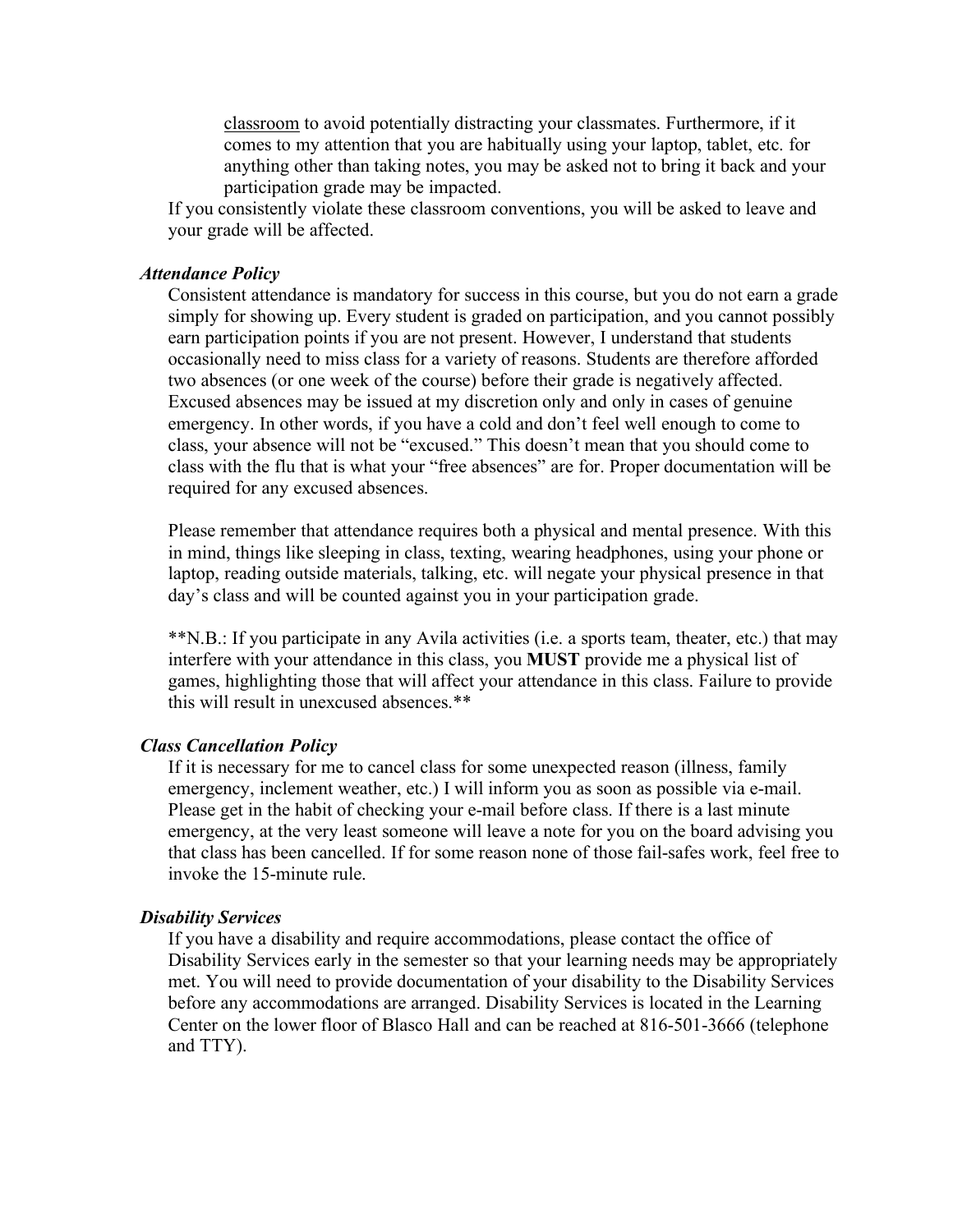<u>classroom</u> to avoid potentially distracting your classmates. Furthermore, if it comes to my attention that you are habitually using your laptop, tablet, etc. for anything other than taking notes, you may be asked not to bring it back and your participation grade may be impacted.

If you consistently violate these classroom conventions, you will be asked to leave and your grade will be affected.

***Attendance Policy***

Consistent attendance is mandatory for success in this course, but you do not earn a grade simply for showing up. Every student is graded on participation, and you cannot possibly earn participation points if you are not present. However, I understand that students occasionally need to miss class for a variety of reasons. Students are therefore afforded two absences (or one week of the course) before their grade is negatively affected. Excused absences may be issued at my discretion only and only in cases of genuine emergency. In other words, if you have a cold and don't feel well enough to come to class, your absence will not be "excused." This doesn't mean that you should come to class with the flu that is what your "free absences" are for. Proper documentation will be required for any excused absences.

Please remember that attendance requires both a physical and mental presence. With this in mind, things like sleeping in class, texting, wearing headphones, using your phone or laptop, reading outside materials, talking, etc. will negate your physical presence in that day's class and will be counted against you in your participation grade.

**N.B.: If you participate in any Avila activities (i.e. a sports team, theater, etc.) that may interfere with your attendance in this class, you **MUST** provide me a physical list of games, highlighting those that will affect your attendance in this class. Failure to provide this will result in unexcused absences.**

***Class Cancellation Policy***

If it is necessary for me to cancel class for some unexpected reason (illness, family emergency, inclement weather, etc.) I will inform you as soon as possible via e-mail. Please get in the habit of checking your e-mail before class. If there is a last minute emergency, at the very least someone will leave a note for you on the board advising you that class has been cancelled. If for some reason none of those fail-safes work, feel free to invoke the 15-minute rule.

***Disability Services***

If you have a disability and require accommodations, please contact the office of Disability Services early in the semester so that your learning needs may be appropriately met. You will need to provide documentation of your disability to the Disability Services before any accommodations are arranged. Disability Services is located in the Learning Center on the lower floor of Blasco Hall and can be reached at 816-501-3666 (telephone and TTY).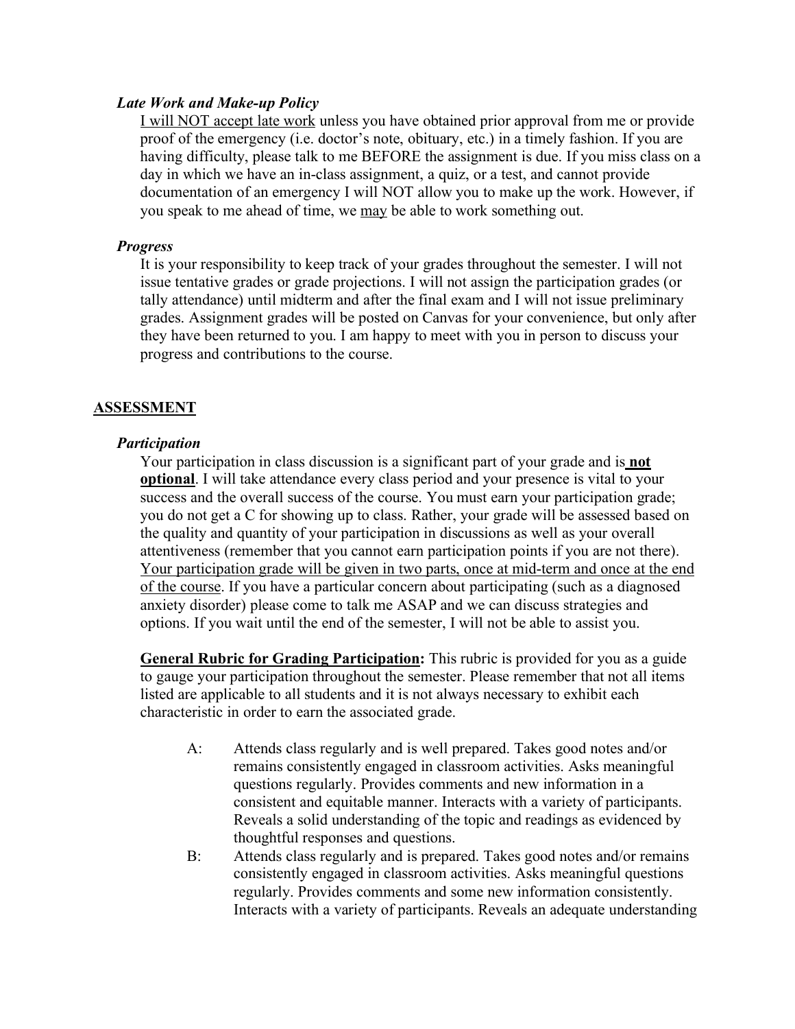### *Late Work and Make-up Policy*

<u>I will NOT accept late work</u> unless you have obtained prior approval from me or provide proof of the emergency (i.e. doctor's note, obituary, etc.) in a timely fashion. If you are having difficulty, please talk to me BEFORE the assignment is due. If you miss class on a day in which we have an in-class assignment, a quiz, or a test, and cannot provide documentation of an emergency I will NOT allow you to make up the work. However, if you speak to me ahead of time, we <u>may</u> be able to work something out.

### *Progress*

It is your responsibility to keep track of your grades throughout the semester. I will not issue tentative grades or grade projections. I will not assign the participation grades (or tally attendance) until midterm and after the final exam and I will not issue preliminary grades. Assignment grades will be posted on Canvas for your convenience, but only after they have been returned to you. I am happy to meet with you in person to discuss your progress and contributions to the course.

## <u>ASSESSMENT</u>

### *Participation*

Your participation in class discussion is a significant part of your grade and is **<u>not optional</u>**. I will take attendance every class period and your presence is vital to your success and the overall success of the course. You must earn your participation grade; you do not get a C for showing up to class. Rather, your grade will be assessed based on the quality and quantity of your participation in discussions as well as your overall attentiveness (remember that you cannot earn participation points if you are not there). <u>Your participation grade will be given in two parts, once at mid-term and once at the end of the course</u>. If you have a particular concern about participating (such as a diagnosed anxiety disorder) please come to talk me ASAP and we can discuss strategies and options. If you wait until the end of the semester, I will not be able to assist you.

**<u>General Rubric for Grading Participation</u>:** This rubric is provided for you as a guide to gauge your participation throughout the semester. Please remember that not all items listed are applicable to all students and it is not always necessary to exhibit each characteristic in order to earn the associated grade.

- A: Attends class regularly and is well prepared. Takes good notes and/or remains consistently engaged in classroom activities. Asks meaningful questions regularly. Provides comments and new information in a consistent and equitable manner. Interacts with a variety of participants. Reveals a solid understanding of the topic and readings as evidenced by thoughtful responses and questions.
- B: Attends class regularly and is prepared. Takes good notes and/or remains consistently engaged in classroom activities. Asks meaningful questions regularly. Provides comments and some new information consistently. Interacts with a variety of participants. Reveals an adequate understanding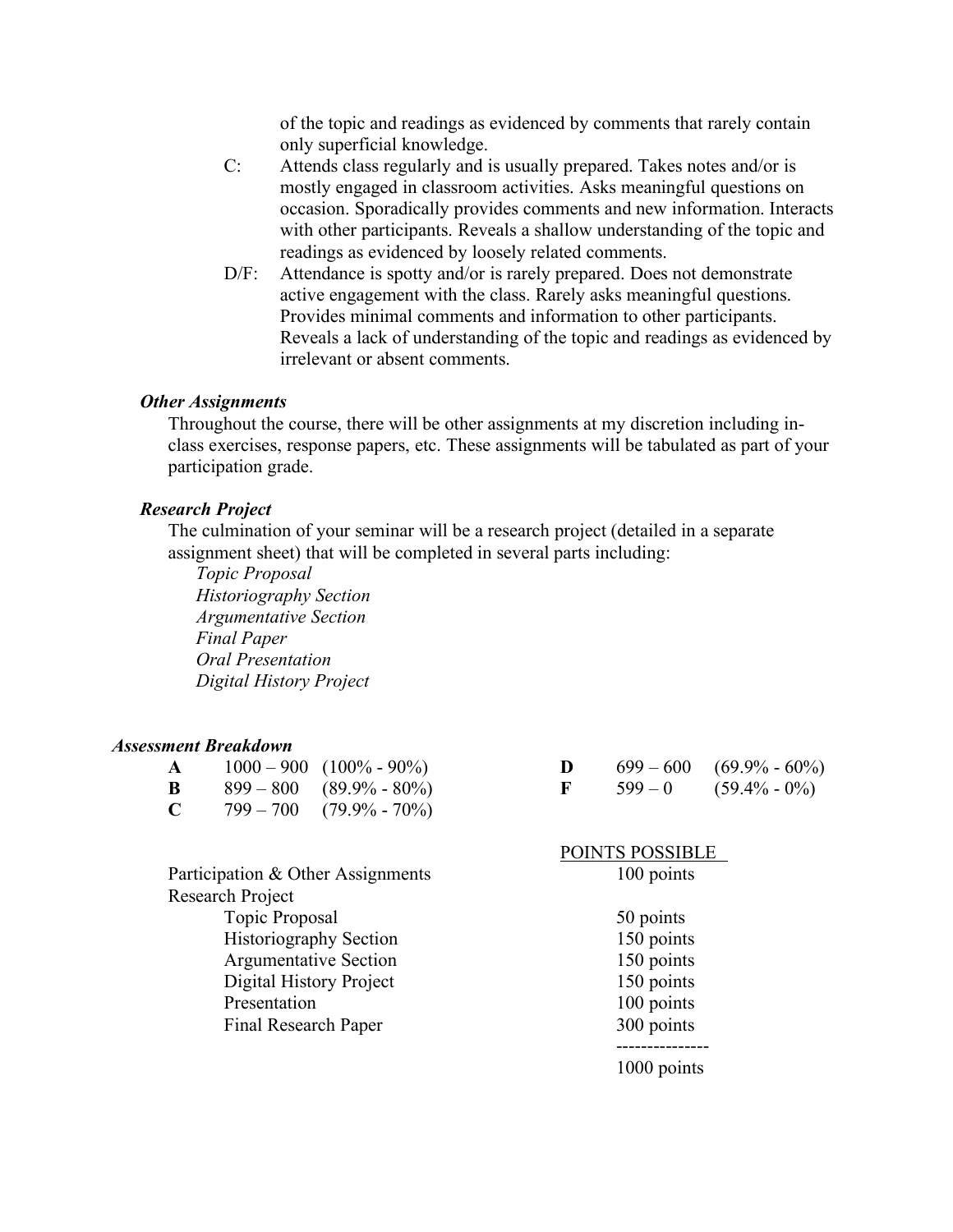of the topic and readings as evidenced by comments that rarely contain only superficial knowledge.

- C: Attends class regularly and is usually prepared. Takes notes and/or is mostly engaged in classroom activities. Asks meaningful questions on occasion. Sporadically provides comments and new information. Interacts with other participants. Reveals a shallow understanding of the topic and readings as evidenced by loosely related comments.
- D/F: Attendance is spotty and/or is rarely prepared. Does not demonstrate active engagement with the class. Rarely asks meaningful questions. Provides minimal comments and information to other participants. Reveals a lack of understanding of the topic and readings as evidenced by irrelevant or absent comments.

### *Other Assignments*

Throughout the course, there will be other assignments at my discretion including in-class exercises, response papers, etc. These assignments will be tabulated as part of your participation grade.

### *Research Project*

The culmination of your seminar will be a research project (detailed in a separate assignment sheet) that will be completed in several parts including:

*Topic Proposal*
*Historiography Section*
*Argumentative Section*
*Final Paper*
*Oral Presentation*
*Digital History Project*

### *Assessment Breakdown*

| Grade | Points | Percent |
|---|---|---|
| **A** | 1000 – 900 | (100% - 90%) |
| **B** | 899 – 800 | (89.9% - 80%) |
| **C** | 799 – 700 | (79.9% - 70%) |
| **D** | 699 – 600 | (69.9% - 60%) |
| **F** | 599 – 0 | (59.4% - 0%) |

| | POINTS POSSIBLE |
|---|---|
| Participation & Other Assignments | 100 points |
| Research Project | |
| Topic Proposal | 50 points |
| Historiography Section | 150 points |
| Argumentative Section | 150 points |
| Digital History Project | 150 points |
| Presentation | 100 points |
| Final Research Paper | 300 points |
| | 1000 points |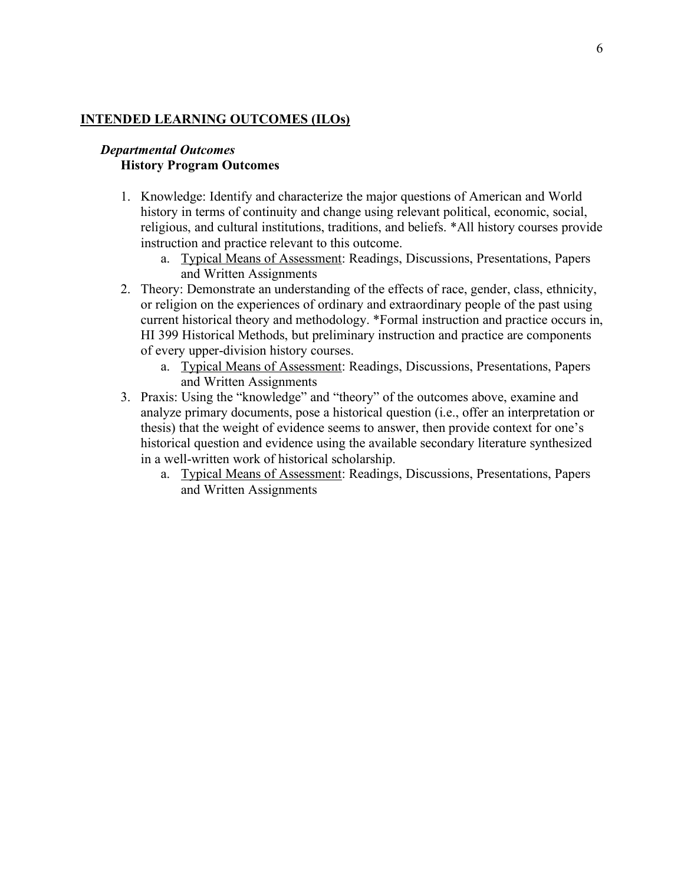## INTENDED LEARNING OUTCOMES (ILOs)

### *Departmental Outcomes*

**History Program Outcomes**

1. Knowledge: Identify and characterize the major questions of American and World history in terms of continuity and change using relevant political, economic, social, religious, and cultural institutions, traditions, and beliefs. *All history courses provide instruction and practice relevant to this outcome.
    a. Typical Means of Assessment: Readings, Discussions, Presentations, Papers and Written Assignments
2. Theory: Demonstrate an understanding of the effects of race, gender, class, ethnicity, or religion on the experiences of ordinary and extraordinary people of the past using current historical theory and methodology. *Formal instruction and practice occurs in, HI 399 Historical Methods, but preliminary instruction and practice are components of every upper-division history courses.
    a. Typical Means of Assessment: Readings, Discussions, Presentations, Papers and Written Assignments
3. Praxis: Using the "knowledge" and "theory" of the outcomes above, examine and analyze primary documents, pose a historical question (i.e., offer an interpretation or thesis) that the weight of evidence seems to answer, then provide context for one's historical question and evidence using the available secondary literature synthesized in a well-written work of historical scholarship.
    a. Typical Means of Assessment: Readings, Discussions, Presentations, Papers and Written Assignments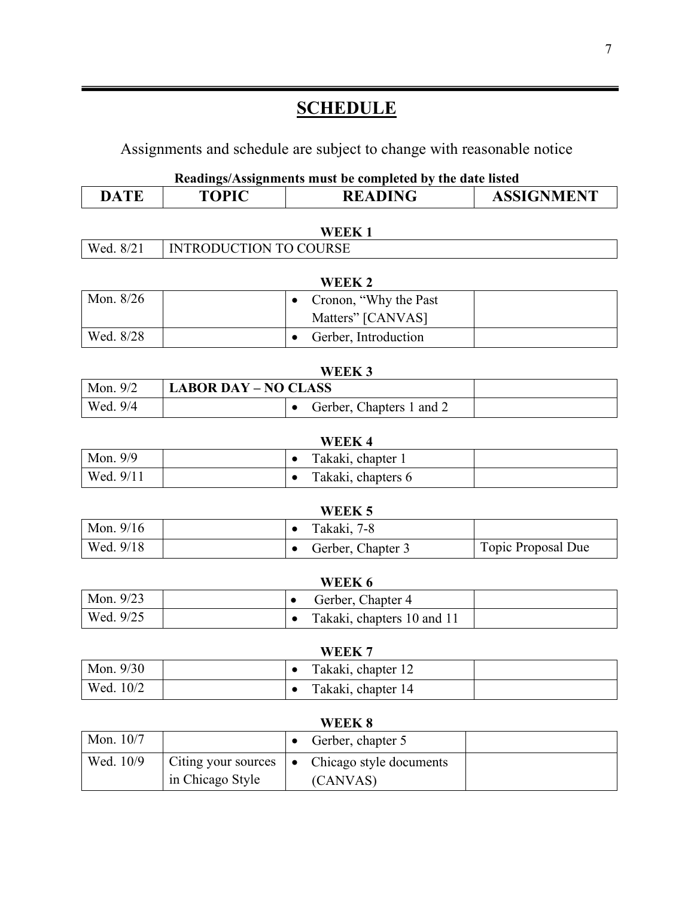## SCHEDULE

Assignments and schedule are subject to change with reasonable notice

**Readings/Assignments must be completed by the date listed**

| DATE | TOPIC | READING | ASSIGNMENT |
|---|---|---|---|
| **WEEK 1** | | | |
| Wed. 8/21 | INTRODUCTION TO COURSE | | |
| **WEEK 2** | | | |
| Mon. 8/26 | | • Cronon, "Why the Past Matters" [CANVAS] | |
| Wed. 8/28 | | • Gerber, Introduction | |
| **WEEK 3** | | | |
| Mon. 9/2 | **LABOR DAY – NO CLASS** | | |
| Wed. 9/4 | | • Gerber, Chapters 1 and 2 | |
| **WEEK 4** | | | |
| Mon. 9/9 | | • Takaki, chapter 1 | |
| Wed. 9/11 | | • Takaki, chapters 6 | |
| **WEEK 5** | | | |
| Mon. 9/16 | | • Takaki, 7-8 | |
| Wed. 9/18 | | • Gerber, Chapter 3 | Topic Proposal Due |
| **WEEK 6** | | | |
| Mon. 9/23 | | • Gerber, Chapter 4 | |
| Wed. 9/25 | | • Takaki, chapters 10 and 11 | |
| **WEEK 7** | | | |
| Mon. 9/30 | | • Takaki, chapter 12 | |
| Wed. 10/2 | | • Takaki, chapter 14 | |
| **WEEK 8** | | | |
| Mon. 10/7 | | • Gerber, chapter 5 | |
| Wed. 10/9 | Citing your sources in Chicago Style | • Chicago style documents (CANVAS) | |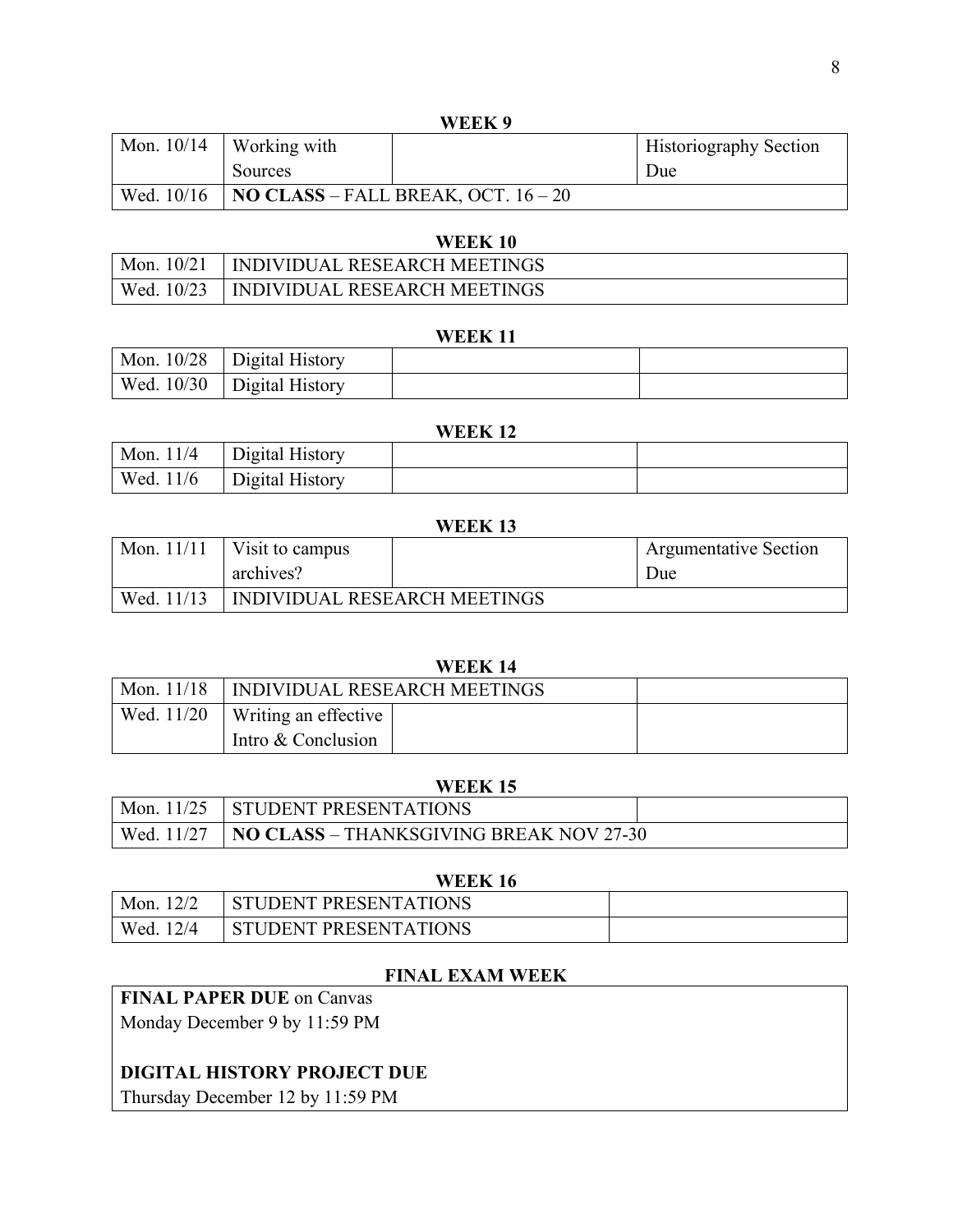**WEEK 9**

| | | | |
|---|---|---|---|
| Mon. 10/14 | Working with Sources | | Historiography Section Due |
| Wed. 10/16 | **NO CLASS** – FALL BREAK, OCT. 16 – 20 | | |

**WEEK 10**

| | |
|---|---|
| Mon. 10/21 | INDIVIDUAL RESEARCH MEETINGS |
| Wed. 10/23 | INDIVIDUAL RESEARCH MEETINGS |

**WEEK 11**

| | | | |
|---|---|---|---|
| Mon. 10/28 | Digital History | | |
| Wed. 10/30 | Digital History | | |

**WEEK 12**

| | | | |
|---|---|---|---|
| Mon. 11/4 | Digital History | | |
| Wed. 11/6 | Digital History | | |

**WEEK 13**

| | | | |
|---|---|---|---|
| Mon. 11/11 | Visit to campus archives? | | Argumentative Section Due |
| Wed. 11/13 | INDIVIDUAL RESEARCH MEETINGS | | |

**WEEK 14**

| | | | |
|---|---|---|---|
| Mon. 11/18 | INDIVIDUAL RESEARCH MEETINGS | | |
| Wed. 11/20 | Writing an effective Intro & Conclusion | | |

**WEEK 15**

| | | |
|---|---|---|
| Mon. 11/25 | STUDENT PRESENTATIONS | |
| Wed. 11/27 | **NO CLASS** – THANKSGIVING BREAK NOV 27-30 | |

**WEEK 16**

| | | |
|---|---|---|
| Mon. 12/2 | STUDENT PRESENTATIONS | |
| Wed. 12/4 | STUDENT PRESENTATIONS | |

**FINAL EXAM WEEK**

**FINAL PAPER DUE** on Canvas
Monday December 9 by 11:59 PM

**DIGITAL HISTORY PROJECT DUE**
Thursday December 12 by 11:59 PM